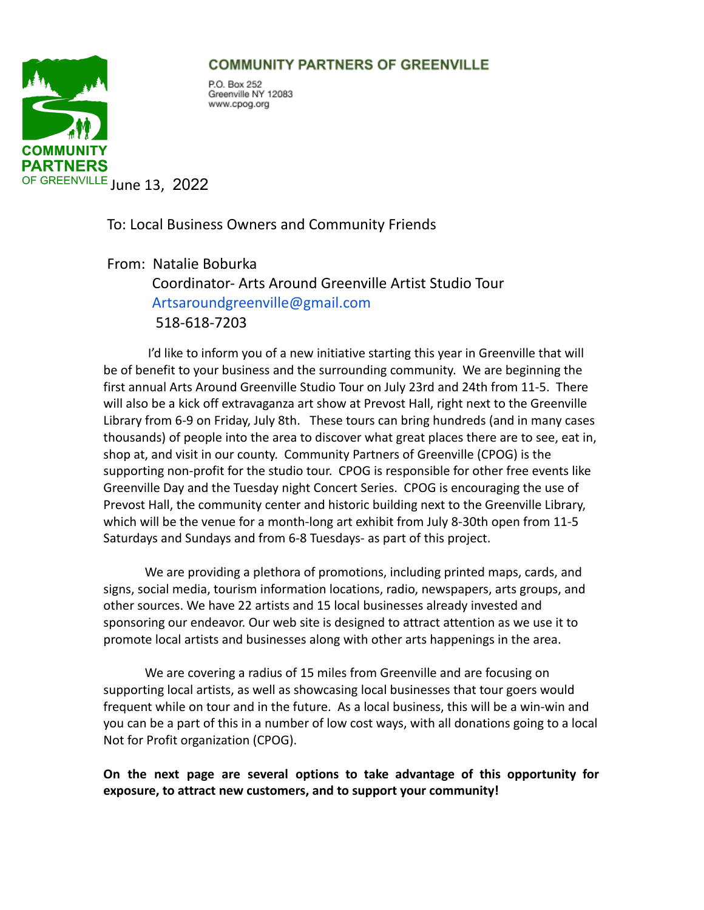COMMUNITY PARTNERS OF GREENVILLE

P.O. Box 252
Greenville NY 12083
www.cpog.org

COMMUNITY PARTNERS OF GREENVILLE

June 13, 2022

To: Local Business Owners and Community Friends

From: Natalie Boburka
Coordinator- Arts Around Greenville Artist Studio Tour
Artsaroundgreenville@gmail.com
518-618-7203

I'd like to inform you of a new initiative starting this year in Greenville that will be of benefit to your business and the surrounding community. We are beginning the first annual Arts Around Greenville Studio Tour on July 23rd and 24th from 11-5. There will also be a kick off extravaganza art show at Prevost Hall, right next to the Greenville Library from 6-9 on Friday, July 8th. These tours can bring hundreds (and in many cases thousands) of people into the area to discover what great places there are to see, eat in, shop at, and visit in our county. Community Partners of Greenville (CPOG) is the supporting non-profit for the studio tour. CPOG is responsible for other free events like Greenville Day and the Tuesday night Concert Series. CPOG is encouraging the use of Prevost Hall, the community center and historic building next to the Greenville Library, which will be the venue for a month-long art exhibit from July 8-30th open from 11-5 Saturdays and Sundays and from 6-8 Tuesdays- as part of this project.

We are providing a plethora of promotions, including printed maps, cards, and signs, social media, tourism information locations, radio, newspapers, arts groups, and other sources. We have 22 artists and 15 local businesses already invested and sponsoring our endeavor. Our web site is designed to attract attention as we use it to promote local artists and businesses along with other arts happenings in the area.

We are covering a radius of 15 miles from Greenville and are focusing on supporting local artists, as well as showcasing local businesses that tour goers would frequent while on tour and in the future. As a local business, this will be a win-win and you can be a part of this in a number of low cost ways, with all donations going to a local Not for Profit organization (CPOG).

**On the next page are several options to take advantage of this opportunity for exposure, to attract new customers, and to support your community!**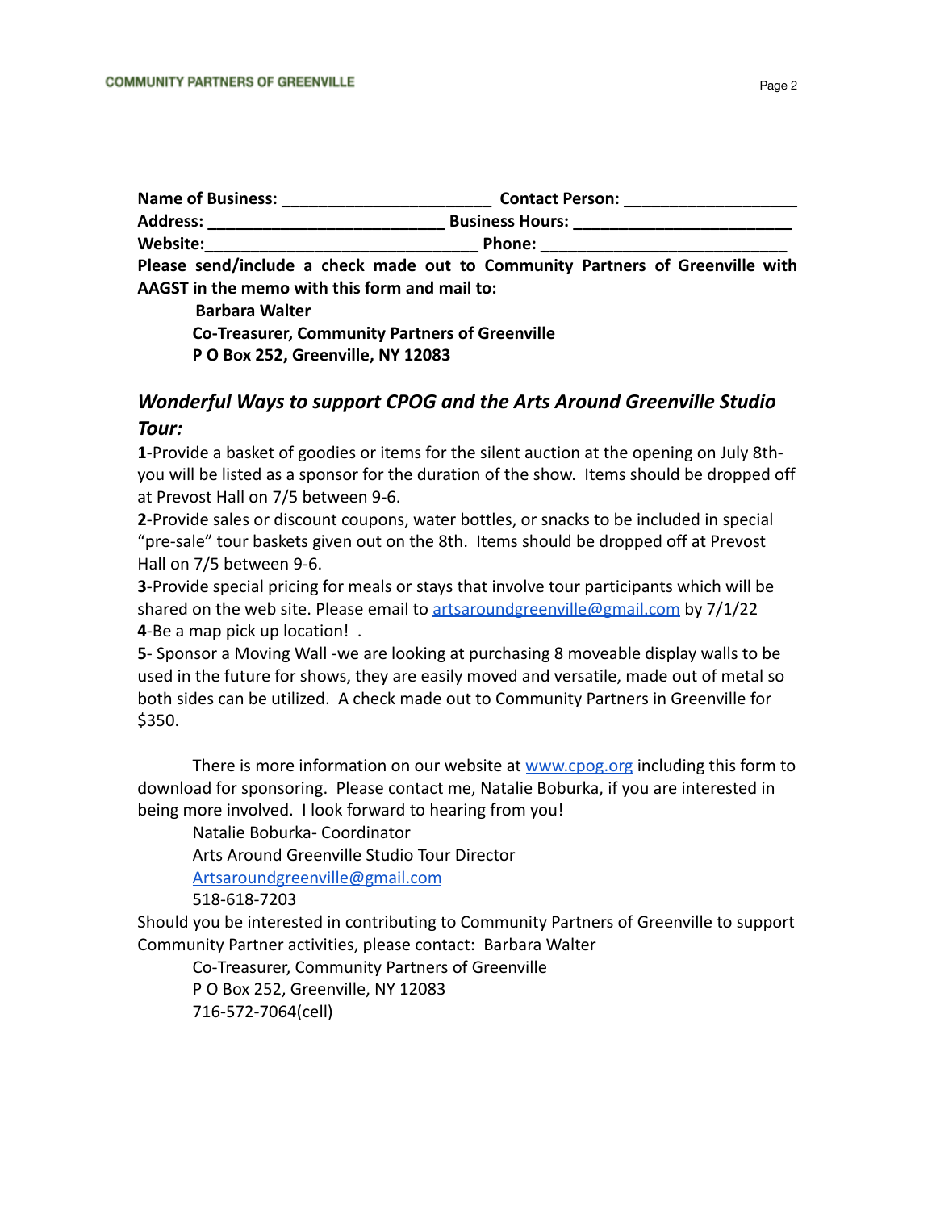**Name of Business: _______________________ Contact Person: ___________________**
**Address: __________________________ Business Hours: _______________________**
**Website:_____________________________ Phone: __________________________**
**Please send/include a check made out to Community Partners of Greenville with AAGST in the memo with this form and mail to:**

**Barbara Walter**
**Co-Treasurer, Community Partners of Greenville**
**P O Box 252, Greenville, NY 12083**

## *Wonderful Ways to support CPOG and the Arts Around Greenville Studio Tour:*

**1**-Provide a basket of goodies or items for the silent auction at the opening on July 8th- you will be listed as a sponsor for the duration of the show. Items should be dropped off at Prevost Hall on 7/5 between 9-6.
**2**-Provide sales or discount coupons, water bottles, or snacks to be included in special "pre-sale" tour baskets given out on the 8th. Items should be dropped off at Prevost Hall on 7/5 between 9-6.
**3**-Provide special pricing for meals or stays that involve tour participants which will be shared on the web site. Please email to artsaroundgreenville@gmail.com by 7/1/22
**4**-Be a map pick up location! .
**5**- Sponsor a Moving Wall -we are looking at purchasing 8 moveable display walls to be used in the future for shows, they are easily moved and versatile, made out of metal so both sides can be utilized. A check made out to Community Partners in Greenville for $350.

There is more information on our website at www.cpog.org including this form to download for sponsoring. Please contact me, Natalie Boburka, if you are interested in being more involved. I look forward to hearing from you!

Natalie Boburka- Coordinator
Arts Around Greenville Studio Tour Director
Artsaroundgreenville@gmail.com
518-618-7203

Should you be interested in contributing to Community Partners of Greenville to support Community Partner activities, please contact: Barbara Walter

Co-Treasurer, Community Partners of Greenville
P O Box 252, Greenville, NY 12083
716-572-7064(cell)